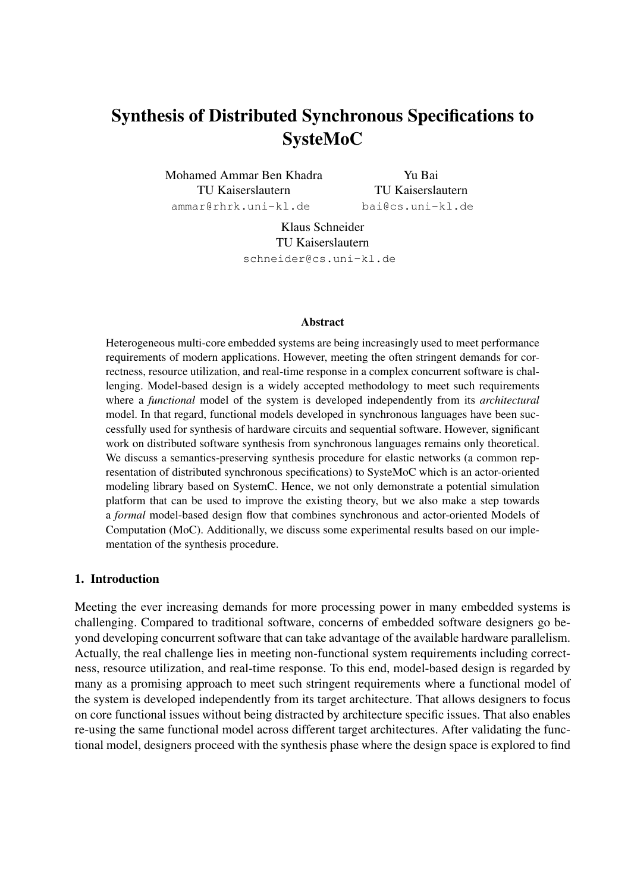# Synthesis of Distributed Synchronous Specifications to SysteMoC

Mohamed Ammar Ben Khadra
TU Kaiserslautern
ammar@rhrk.uni-kl.de

Yu Bai
TU Kaiserslautern
bai@cs.uni-kl.de

Klaus Schneider
TU Kaiserslautern
schneider@cs.uni-kl.de

## Abstract

Heterogeneous multi-core embedded systems are being increasingly used to meet performance requirements of modern applications. However, meeting the often stringent demands for correctness, resource utilization, and real-time response in a complex concurrent software is challenging. Model-based design is a widely accepted methodology to meet such requirements where a *functional* model of the system is developed independently from its *architectural* model. In that regard, functional models developed in synchronous languages have been successfully used for synthesis of hardware circuits and sequential software. However, significant work on distributed software synthesis from synchronous languages remains only theoretical. We discuss a semantics-preserving synthesis procedure for elastic networks (a common representation of distributed synchronous specifications) to SysteMoC which is an actor-oriented modeling library based on SystemC. Hence, we not only demonstrate a potential simulation platform that can be used to improve the existing theory, but we also make a step towards a *formal* model-based design flow that combines synchronous and actor-oriented Models of Computation (MoC). Additionally, we discuss some experimental results based on our implementation of the synthesis procedure.

## 1. Introduction

Meeting the ever increasing demands for more processing power in many embedded systems is challenging. Compared to traditional software, concerns of embedded software designers go beyond developing concurrent software that can take advantage of the available hardware parallelism. Actually, the real challenge lies in meeting non-functional system requirements including correctness, resource utilization, and real-time response. To this end, model-based design is regarded by many as a promising approach to meet such stringent requirements where a functional model of the system is developed independently from its target architecture. That allows designers to focus on core functional issues without being distracted by architecture specific issues. That also enables re-using the same functional model across different target architectures. After validating the functional model, designers proceed with the synthesis phase where the design space is explored to find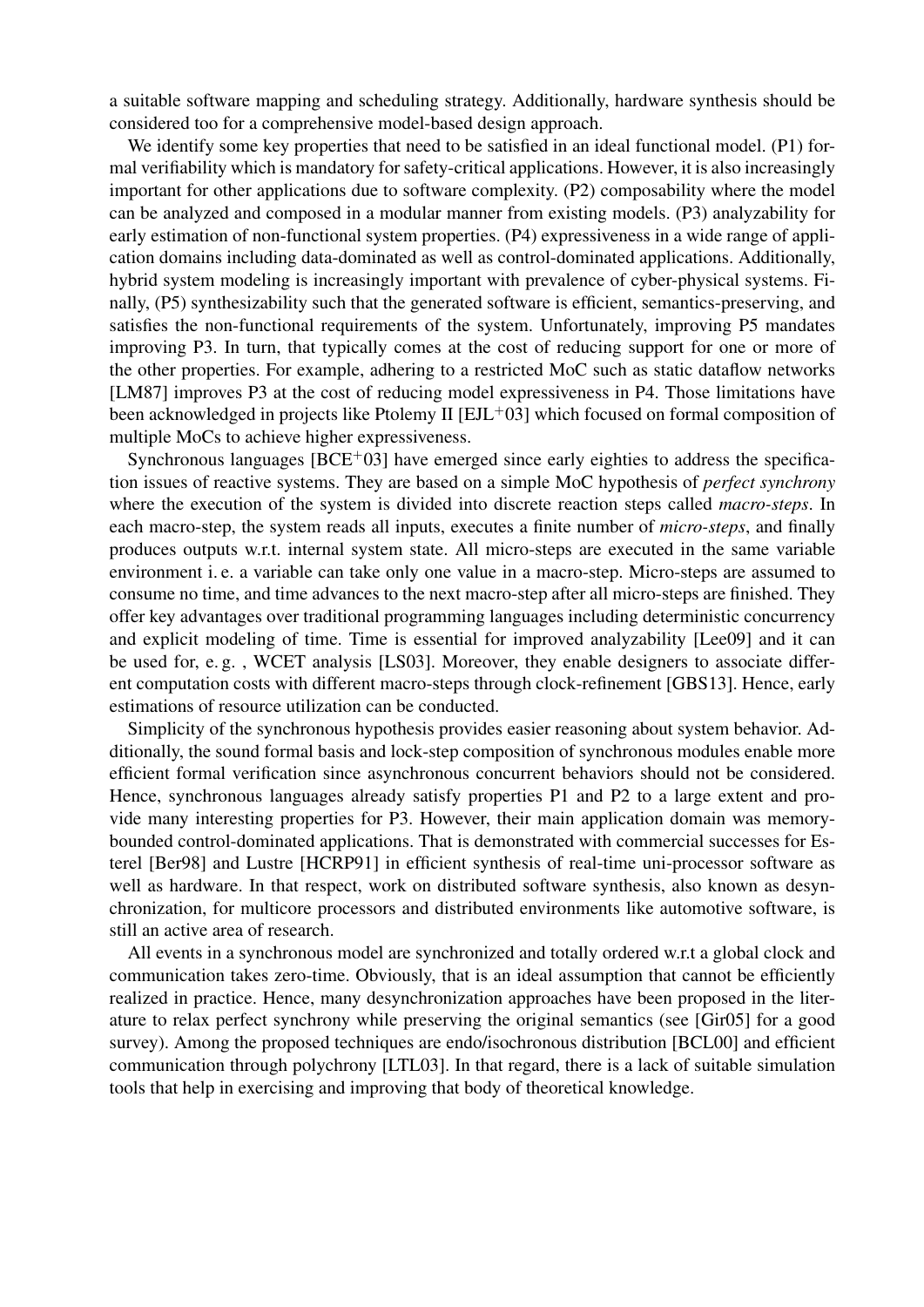a suitable software mapping and scheduling strategy. Additionally, hardware synthesis should be considered too for a comprehensive model-based design approach.

We identify some key properties that need to be satisfied in an ideal functional model. (P1) formal verifiability which is mandatory for safety-critical applications. However, it is also increasingly important for other applications due to software complexity. (P2) composability where the model can be analyzed and composed in a modular manner from existing models. (P3) analyzability for early estimation of non-functional system properties. (P4) expressiveness in a wide range of application domains including data-dominated as well as control-dominated applications. Additionally, hybrid system modeling is increasingly important with prevalence of cyber-physical systems. Finally, (P5) synthesizability such that the generated software is efficient, semantics-preserving, and satisfies the non-functional requirements of the system. Unfortunately, improving P5 mandates improving P3. In turn, that typically comes at the cost of reducing support for one or more of the other properties. For example, adhering to a restricted MoC such as static dataflow networks [LM87] improves P3 at the cost of reducing model expressiveness in P4. Those limitations have been acknowledged in projects like Ptolemy II [EJL+03] which focused on formal composition of multiple MoCs to achieve higher expressiveness.

Synchronous languages [BCE+03] have emerged since early eighties to address the specification issues of reactive systems. They are based on a simple MoC hypothesis of *perfect synchrony* where the execution of the system is divided into discrete reaction steps called *macro-steps*. In each macro-step, the system reads all inputs, executes a finite number of *micro-steps*, and finally produces outputs w.r.t. internal system state. All micro-steps are executed in the same variable environment i. e. a variable can take only one value in a macro-step. Micro-steps are assumed to consume no time, and time advances to the next macro-step after all micro-steps are finished. They offer key advantages over traditional programming languages including deterministic concurrency and explicit modeling of time. Time is essential for improved analyzability [Lee09] and it can be used for, e. g. , WCET analysis [LS03]. Moreover, they enable designers to associate different computation costs with different macro-steps through clock-refinement [GBS13]. Hence, early estimations of resource utilization can be conducted.

Simplicity of the synchronous hypothesis provides easier reasoning about system behavior. Additionally, the sound formal basis and lock-step composition of synchronous modules enable more efficient formal verification since asynchronous concurrent behaviors should not be considered. Hence, synchronous languages already satisfy properties P1 and P2 to a large extent and provide many interesting properties for P3. However, their main application domain was memory-bounded control-dominated applications. That is demonstrated with commercial successes for Esterel [Ber98] and Lustre [HCRP91] in efficient synthesis of real-time uni-processor software as well as hardware. In that respect, work on distributed software synthesis, also known as desynchronization, for multicore processors and distributed environments like automotive software, is still an active area of research.

All events in a synchronous model are synchronized and totally ordered w.r.t a global clock and communication takes zero-time. Obviously, that is an ideal assumption that cannot be efficiently realized in practice. Hence, many desynchronization approaches have been proposed in the literature to relax perfect synchrony while preserving the original semantics (see [Gir05] for a good survey). Among the proposed techniques are endo/isochronous distribution [BCL00] and efficient communication through polychrony [LTL03]. In that regard, there is a lack of suitable simulation tools that help in exercising and improving that body of theoretical knowledge.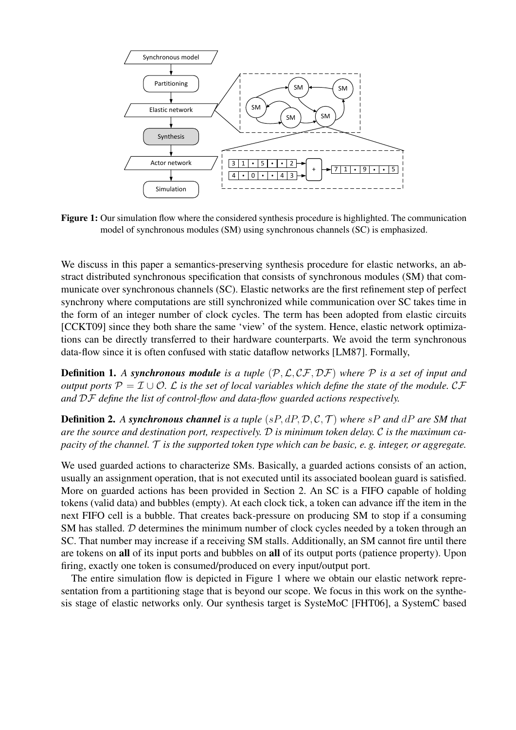**Figure 1:** Our simulation flow where the considered synthesis procedure is highlighted. The communication model of synchronous modules (SM) using synchronous channels (SC) is emphasized.

We discuss in this paper a semantics-preserving synthesis procedure for elastic networks, an abstract distributed synchronous specification that consists of synchronous modules (SM) that communicate over synchronous channels (SC). Elastic networks are the first refinement step of perfect synchrony where computations are still synchronized while communication over SC takes time in the form of an integer number of clock cycles. The term has been adopted from elastic circuits [CCKT09] since they both share the same 'view' of the system. Hence, elastic network optimizations can be directly transferred to their hardware counterparts. We avoid the term synchronous data-flow since it is often confused with static dataflow networks [LM87]. Formally,

**Definition 1.** *A **synchronous module** is a tuple $(\mathcal{P}, \mathcal{L}, \mathcal{CF}, \mathcal{DF})$ where $\mathcal{P}$ is a set of input and output ports $\mathcal{P} = \mathcal{I} \cup \mathcal{O}$. $\mathcal{L}$ is the set of local variables which define the state of the module. $\mathcal{CF}$ and $\mathcal{DF}$ define the list of control-flow and data-flow guarded actions respectively.*

**Definition 2.** *A **synchronous channel** is a tuple $(sP, dP, \mathcal{D}, \mathcal{C}, \mathcal{T})$ where $sP$ and $dP$ are SM that are the source and destination port, respectively. $\mathcal{D}$ is minimum token delay. $\mathcal{C}$ is the maximum capacity of the channel. $\mathcal{T}$ is the supported token type which can be basic, e. g. integer, or aggregate.*

We used guarded actions to characterize SMs. Basically, a guarded actions consists of an action, usually an assignment operation, that is not executed until its associated boolean guard is satisfied. More on guarded actions has been provided in Section 2. An SC is a FIFO capable of holding tokens (valid data) and bubbles (empty). At each clock tick, a token can advance iff the item in the next FIFO cell is a bubble. That creates back-pressure on producing SM to stop if a consuming SM has stalled. $\mathcal{D}$ determines the minimum number of clock cycles needed by a token through an SC. That number may increase if a receiving SM stalls. Additionally, an SM cannot fire until there are tokens on **all** of its input ports and bubbles on **all** of its output ports (patience property). Upon firing, exactly one token is consumed/produced on every input/output port.

The entire simulation flow is depicted in Figure 1 where we obtain our elastic network representation from a partitioning stage that is beyond our scope. We focus in this work on the synthesis stage of elastic networks only. Our synthesis target is SysteMoC [FHT06], a SystemC based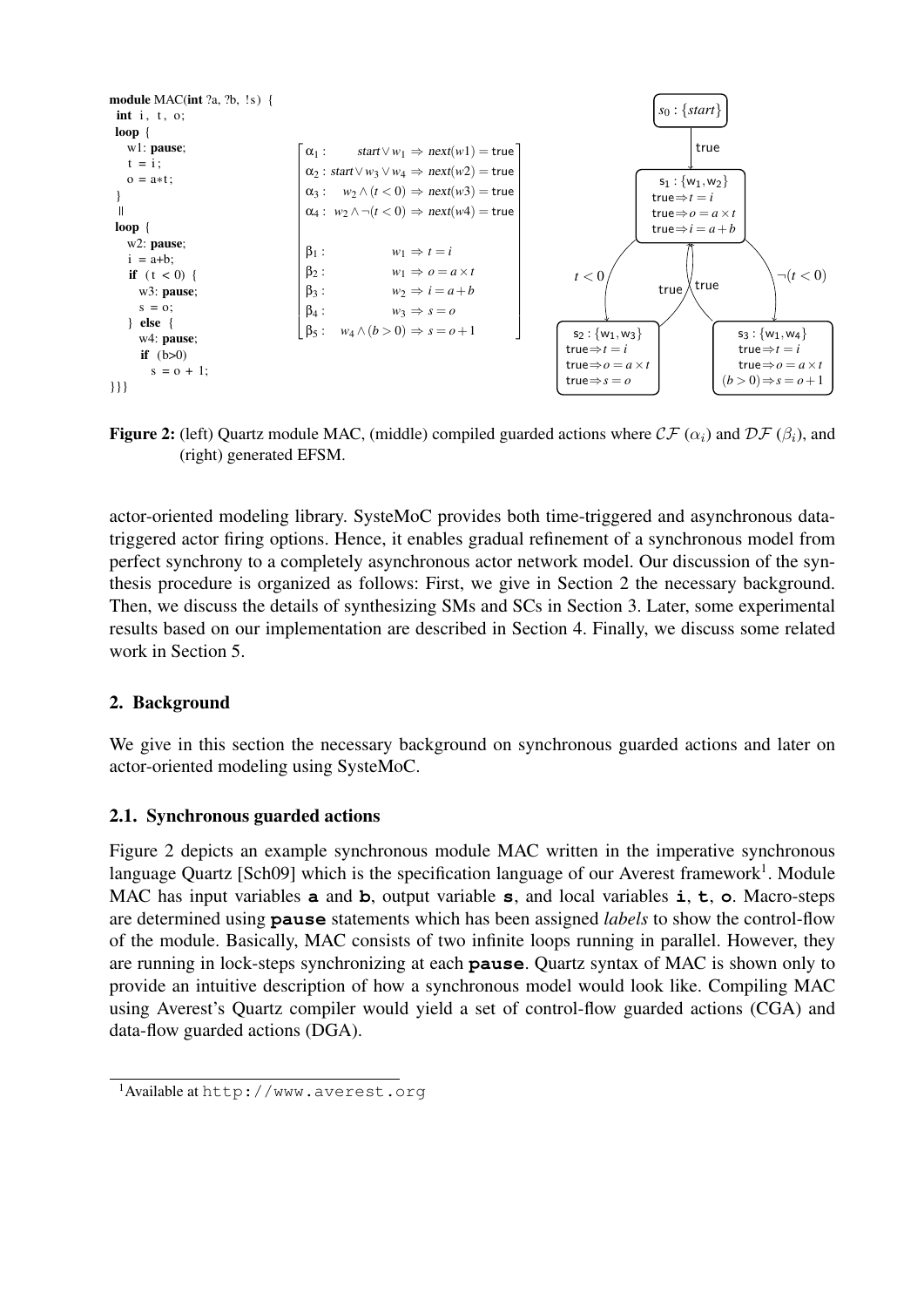```
module MAC(int ?a, ?b, !s) {
 int i, t, o;
 loop {
   w1: pause;
   t = i;
   o = a*t;
 }
 ||
 loop {
   w2: pause;
   i = a+b;
   if (t < 0) {
     w3: pause;
     s = o;
   } else {
     w4: pause;
     if (b>0)
       s = o + 1;
}}}
```

$$
\begin{bmatrix}
\alpha_1: & start \vee w_1 \Rightarrow next(w1) = \mathsf{true} \\
\alpha_2: & start \vee w_3 \vee w_4 \Rightarrow next(w2) = \mathsf{true} \\
\alpha_3: & w_2 \wedge (t<0) \Rightarrow next(w3) = \mathsf{true} \\
\alpha_4: & w_2 \wedge \neg(t<0) \Rightarrow next(w4) = \mathsf{true} \\
\\
\beta_1: & w_1 \Rightarrow t = i \\
\beta_2: & w_1 \Rightarrow o = a \times t \\
\beta_3: & w_2 \Rightarrow i = a + b \\
\beta_4: & w_3 \Rightarrow s = o \\
\beta_5: & w_4 \wedge (b > 0) \Rightarrow s = o + 1
\end{bmatrix}
$$

**Figure 2:** (left) Quartz module MAC, (middle) compiled guarded actions where $\mathcal{CF}$ ($\alpha_i$) and $\mathcal{DF}$ ($\beta_i$), and (right) generated EFSM.

actor-oriented modeling library. SysteMoC provides both time-triggered and asynchronous data-triggered actor firing options. Hence, it enables gradual refinement of a synchronous model from perfect synchrony to a completely asynchronous actor network model. Our discussion of the synthesis procedure is organized as follows: First, we give in Section 2 the necessary background. Then, we discuss the details of synthesizing SMs and SCs in Section 3. Later, some experimental results based on our implementation are described in Section 4. Finally, we discuss some related work in Section 5.

## 2. Background

We give in this section the necessary background on synchronous guarded actions and later on actor-oriented modeling using SysteMoC.

### 2.1. Synchronous guarded actions

Figure 2 depicts an example synchronous module MAC written in the imperative synchronous language Quartz [Sch09] which is the specification language of our Averest framework[1]. Module MAC has input variables **a** and **b**, output variable **s**, and local variables **i**, **t**, **o**. Macro-steps are determined using **pause** statements which has been assigned *labels* to show the control-flow of the module. Basically, MAC consists of two infinite loops running in parallel. However, they are running in lock-steps synchronizing at each **pause**. Quartz syntax of MAC is shown only to provide an intuitive description of how a synchronous model would look like. Compiling MAC using Averest's Quartz compiler would yield a set of control-flow guarded actions (CGA) and data-flow guarded actions (DGA).

[1] Available at http://www.averest.org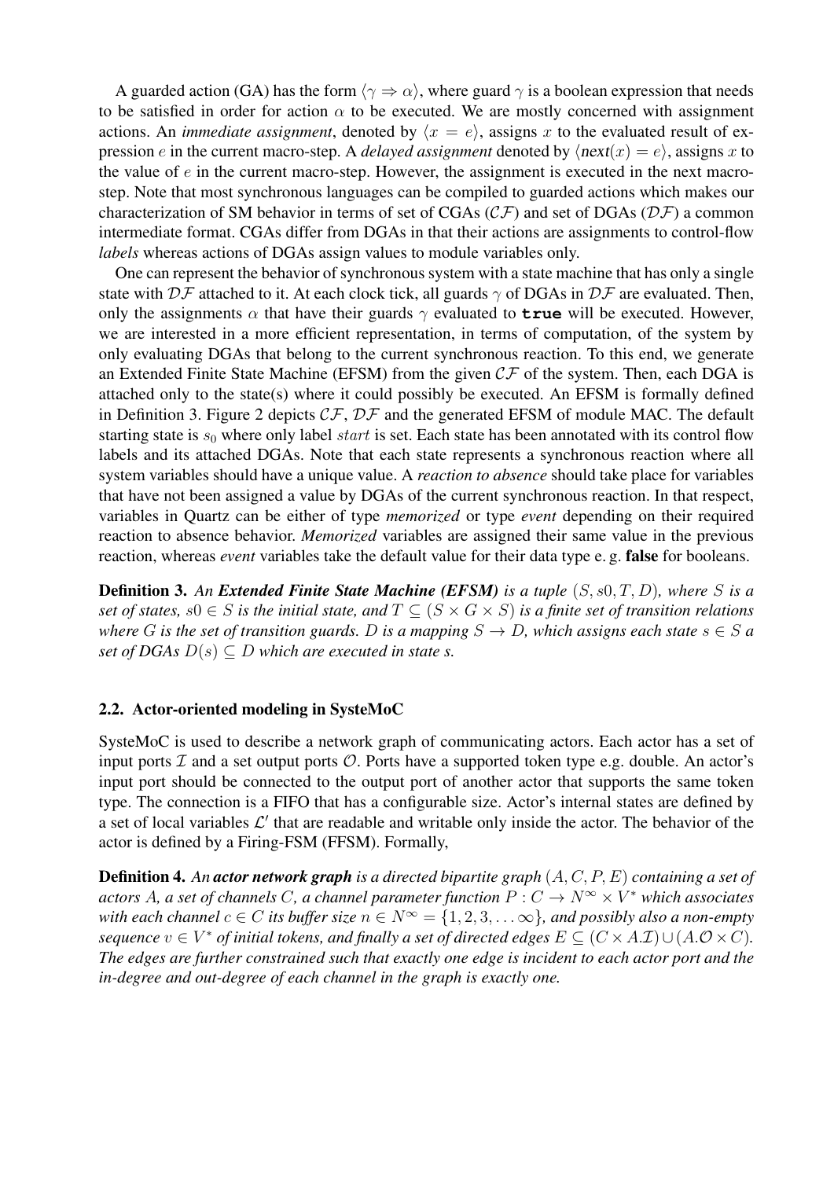A guarded action (GA) has the form $\langle \gamma \Rightarrow \alpha \rangle$, where guard $\gamma$ is a boolean expression that needs to be satisfied in order for action $\alpha$ to be executed. We are mostly concerned with assignment actions. An *immediate assignment*, denoted by $\langle x = e \rangle$, assigns $x$ to the evaluated result of expression $e$ in the current macro-step. A *delayed assignment* denoted by $\langle \mathsf{next}(x) = e \rangle$, assigns $x$ to the value of $e$ in the current macro-step. However, the assignment is executed in the next macro-step. Note that most synchronous languages can be compiled to guarded actions which makes our characterization of SM behavior in terms of set of CGAs ($\mathcal{CF}$) and set of DGAs ($\mathcal{DF}$) a common intermediate format. CGAs differ from DGAs in that their actions are assignments to control-flow *labels* whereas actions of DGAs assign values to module variables only.

One can represent the behavior of synchronous system with a state machine that has only a single state with $\mathcal{DF}$ attached to it. At each clock tick, all guards $\gamma$ of DGAs in $\mathcal{DF}$ are evaluated. Then, only the assignments $\alpha$ that have their guards $\gamma$ evaluated to **true** will be executed. However, we are interested in a more efficient representation, in terms of computation, of the system by only evaluating DGAs that belong to the current synchronous reaction. To this end, we generate an Extended Finite State Machine (EFSM) from the given $\mathcal{CF}$ of the system. Then, each DGA is attached only to the state(s) where it could possibly be executed. An EFSM is formally defined in Definition 3. Figure 2 depicts $\mathcal{CF}$, $\mathcal{DF}$ and the generated EFSM of module MAC. The default starting state is $s_0$ where only label $start$ is set. Each state has been annotated with its control flow labels and its attached DGAs. Note that each state represents a synchronous reaction where all system variables should have a unique value. A *reaction to absence* should take place for variables that have not been assigned a value by DGAs of the current synchronous reaction. In that respect, variables in Quartz can be either of type *memorized* or type *event* depending on their required reaction to absence behavior. *Memorized* variables are assigned their same value in the previous reaction, whereas *event* variables take the default value for their data type e. g. **false** for booleans.

**Definition 3.** *An* ***Extended Finite State Machine (EFSM)*** *is a tuple* $(S, s0, T, D)$*, where* $S$ *is a set of states,* $s0 \in S$ *is the initial state, and* $T \subseteq (S \times G \times S)$ *is a finite set of transition relations where* $G$ *is the set of transition guards.* $D$ *is a mapping* $S \rightarrow D$*, which assigns each state* $s \in S$ *a set of DGAs* $D(s) \subseteq D$ *which are executed in state s.*

### 2.2. Actor-oriented modeling in SysteMoC

SysteMoC is used to describe a network graph of communicating actors. Each actor has a set of input ports $\mathcal{I}$ and a set output ports $\mathcal{O}$. Ports have a supported token type e.g. double. An actor's input port should be connected to the output port of another actor that supports the same token type. The connection is a FIFO that has a configurable size. Actor's internal states are defined by a set of local variables $\mathcal{L}'$ that are readable and writable only inside the actor. The behavior of the actor is defined by a Firing-FSM (FFSM). Formally,

**Definition 4.** *An* ***actor network graph*** *is a directed bipartite graph* $(A, C, P, E)$ *containing a set of actors* $A$*, a set of channels* $C$*, a channel parameter function* $P : C \rightarrow N^{\infty} \times V^{*}$ *which associates with each channel* $c \in C$ *its buffer size* $n \in N^{\infty} = \{1, 2, 3, \ldots \infty\}$*, and possibly also a non-empty sequence* $v \in V^{*}$ *of initial tokens, and finally a set of directed edges* $E \subseteq (C \times A.\mathcal{I}) \cup (A.\mathcal{O} \times C)$*. The edges are further constrained such that exactly one edge is incident to each actor port and the in-degree and out-degree of each channel in the graph is exactly one.*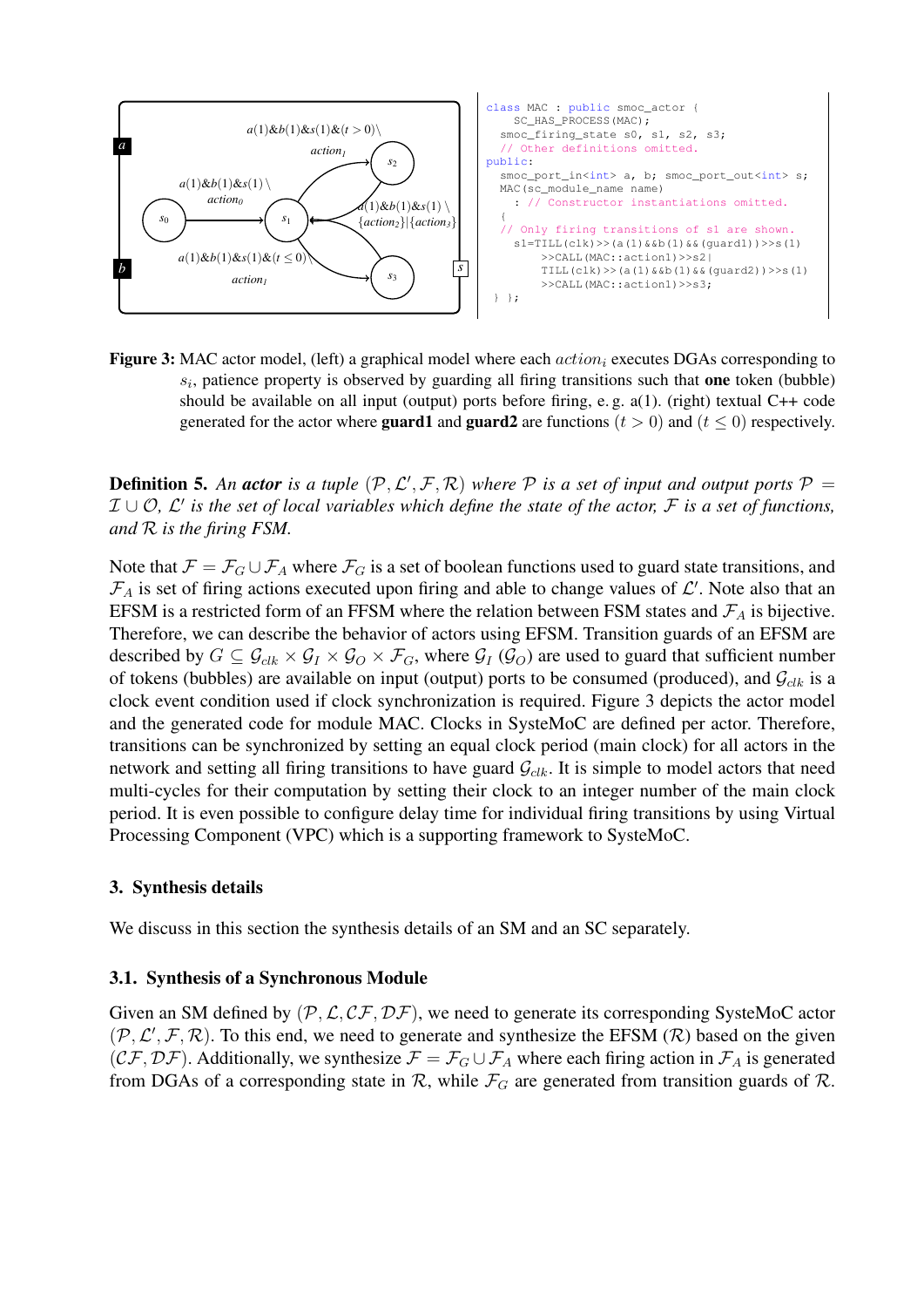```
class MAC : public smoc_actor {
    SC_HAS_PROCESS(MAC);
  smoc_firing_state s0, s1, s2, s3;
  // Other definitions omitted.
public:
  smoc_port_in<int> a, b; smoc_port_out<int> s;
  MAC(sc_module_name name)
    : // Constructor instantiations omitted.
  {
  // Only firing transitions of s1 are shown.
    s1=TILL(clk)>>(a(1)&&b(1)&&(guard1))>>s(1)
        >>CALL(MAC::action1)>>s2|
        TILL(clk)>>(a(1)&&b(1)&&(guard2))>>s(1)
        >>CALL(MAC::action1)>>s3;
  } };
```

**Figure 3:** MAC actor model, (left) a graphical model where each $action_i$ executes DGAs corresponding to $s_i$, patience property is observed by guarding all firing transitions such that **one** token (bubble) should be available on all input (output) ports before firing, e. g. a(1). (right) textual C++ code generated for the actor where **guard1** and **guard2** are functions $(t > 0)$ and $(t \leq 0)$ respectively.

**Definition 5.** *An **actor** is a tuple $(\mathcal{P}, \mathcal{L}', \mathcal{F}, \mathcal{R})$ where $\mathcal{P}$ is a set of input and output ports $\mathcal{P} = \mathcal{I} \cup \mathcal{O}$, $\mathcal{L}'$ is the set of local variables which define the state of the actor, $\mathcal{F}$ is a set of functions, and $\mathcal{R}$ is the firing FSM.*

Note that $\mathcal{F} = \mathcal{F}_G \cup \mathcal{F}_A$ where $\mathcal{F}_G$ is a set of boolean functions used to guard state transitions, and $\mathcal{F}_A$ is set of firing actions executed upon firing and able to change values of $\mathcal{L}'$. Note also that an EFSM is a restricted form of an FFSM where the relation between FSM states and $\mathcal{F}_A$ is bijective. Therefore, we can describe the behavior of actors using EFSM. Transition guards of an EFSM are described by $G \subseteq \mathcal{G}_{clk} \times \mathcal{G}_I \times \mathcal{G}_O \times \mathcal{F}_G$, where $\mathcal{G}_I$ ($\mathcal{G}_O$) are used to guard that sufficient number of tokens (bubbles) are available on input (output) ports to be consumed (produced), and $\mathcal{G}_{clk}$ is a clock event condition used if clock synchronization is required. Figure 3 depicts the actor model and the generated code for module MAC. Clocks in SysteMoC are defined per actor. Therefore, transitions can be synchronized by setting an equal clock period (main clock) for all actors in the network and setting all firing transitions to have guard $\mathcal{G}_{clk}$. It is simple to model actors that need multi-cycles for their computation by setting their clock to an integer number of the main clock period. It is even possible to configure delay time for individual firing transitions by using Virtual Processing Component (VPC) which is a supporting framework to SysteMoC.

## 3. Synthesis details

We discuss in this section the synthesis details of an SM and an SC separately.

### 3.1. Synthesis of a Synchronous Module

Given an SM defined by $(\mathcal{P}, \mathcal{L}, \mathcal{CF}, \mathcal{DF})$, we need to generate its corresponding SysteMoC actor $(\mathcal{P}, \mathcal{L}', \mathcal{F}, \mathcal{R})$. To this end, we need to generate and synthesize the EFSM ($\mathcal{R}$) based on the given $(\mathcal{CF}, \mathcal{DF})$. Additionally, we synthesize $\mathcal{F} = \mathcal{F}_G \cup \mathcal{F}_A$ where each firing action in $\mathcal{F}_A$ is generated from DGAs of a corresponding state in $\mathcal{R}$, while $\mathcal{F}_G$ are generated from transition guards of $\mathcal{R}$.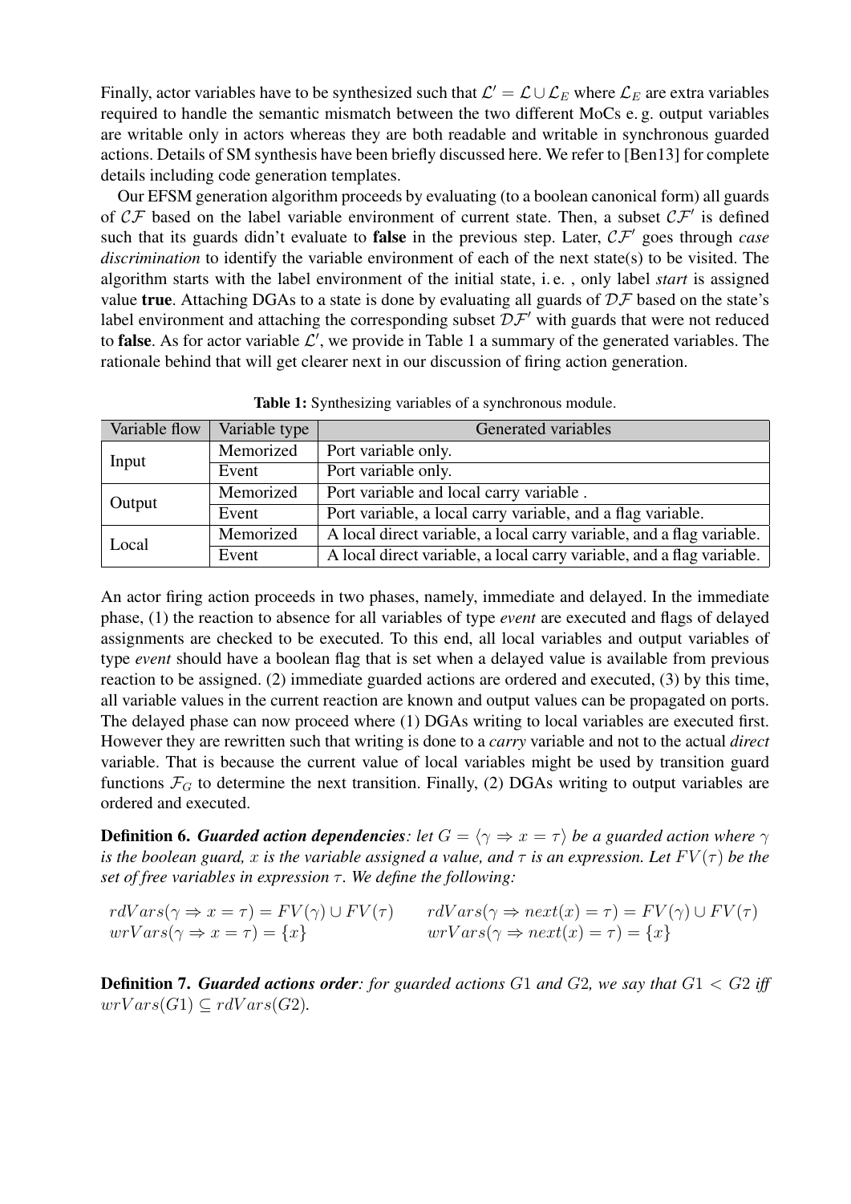Finally, actor variables have to be synthesized such that $\mathcal{L}' = \mathcal{L} \cup \mathcal{L}_E$ where $\mathcal{L}_E$ are extra variables required to handle the semantic mismatch between the two different MoCs e. g. output variables are writable only in actors whereas they are both readable and writable in synchronous guarded actions. Details of SM synthesis have been briefly discussed here. We refer to [Ben13] for complete details including code generation templates.

Our EFSM generation algorithm proceeds by evaluating (to a boolean canonical form) all guards of $\mathcal{CF}$ based on the label variable environment of current state. Then, a subset $\mathcal{CF}'$ is defined such that its guards didn't evaluate to **false** in the previous step. Later, $\mathcal{CF}'$ goes through *case discrimination* to identify the variable environment of each of the next state(s) to be visited. The algorithm starts with the label environment of the initial state, i. e. , only label *start* is assigned value **true**. Attaching DGAs to a state is done by evaluating all guards of $\mathcal{DF}$ based on the state's label environment and attaching the corresponding subset $\mathcal{DF}'$ with guards that were not reduced to **false**. As for actor variable $\mathcal{L}'$, we provide in Table 1 a summary of the generated variables. The rationale behind that will get clearer next in our discussion of firing action generation.

**Table 1:** Synthesizing variables of a synchronous module.

| Variable flow | Variable type | Generated variables |
|---|---|---|
| Input | Memorized | Port variable only. |
| | Event | Port variable only. |
| Output | Memorized | Port variable and local carry variable . |
| | Event | Port variable, a local carry variable, and a flag variable. |
| Local | Memorized | A local direct variable, a local carry variable, and a flag variable. |
| | Event | A local direct variable, a local carry variable, and a flag variable. |

An actor firing action proceeds in two phases, namely, immediate and delayed. In the immediate phase, (1) the reaction to absence for all variables of type *event* are executed and flags of delayed assignments are checked to be executed. To this end, all local variables and output variables of type *event* should have a boolean flag that is set when a delayed value is available from previous reaction to be assigned. (2) immediate guarded actions are ordered and executed, (3) by this time, all variable values in the current reaction are known and output values can be propagated on ports. The delayed phase can now proceed where (1) DGAs writing to local variables are executed first. However they are rewritten such that writing is done to a *carry* variable and not to the actual *direct* variable. That is because the current value of local variables might be used by transition guard functions $\mathcal{F}_G$ to determine the next transition. Finally, (2) DGAs writing to output variables are ordered and executed.

**Definition 6.** ***Guarded action dependencies**: let $G = \langle \gamma \Rightarrow x = \tau \rangle$ be a guarded action where $\gamma$ is the boolean guard, $x$ is the variable assigned a value, and $\tau$ is an expression. Let $FV(\tau)$ be the set of free variables in expression $\tau$. We define the following:*

$$
\begin{aligned}
&rdVars(\gamma \Rightarrow x = \tau) = FV(\gamma) \cup FV(\tau) \qquad && rdVars(\gamma \Rightarrow next(x) = \tau) = FV(\gamma) \cup FV(\tau) \\
&wrVars(\gamma \Rightarrow x = \tau) = \{x\} && wrVars(\gamma \Rightarrow next(x) = \tau) = \{x\}
\end{aligned}
$$

**Definition 7.** ***Guarded actions order**: for guarded actions $G1$ and $G2$, we say that $G1 < G2$ iff $wrVars(G1) \subseteq rdVars(G2)$.*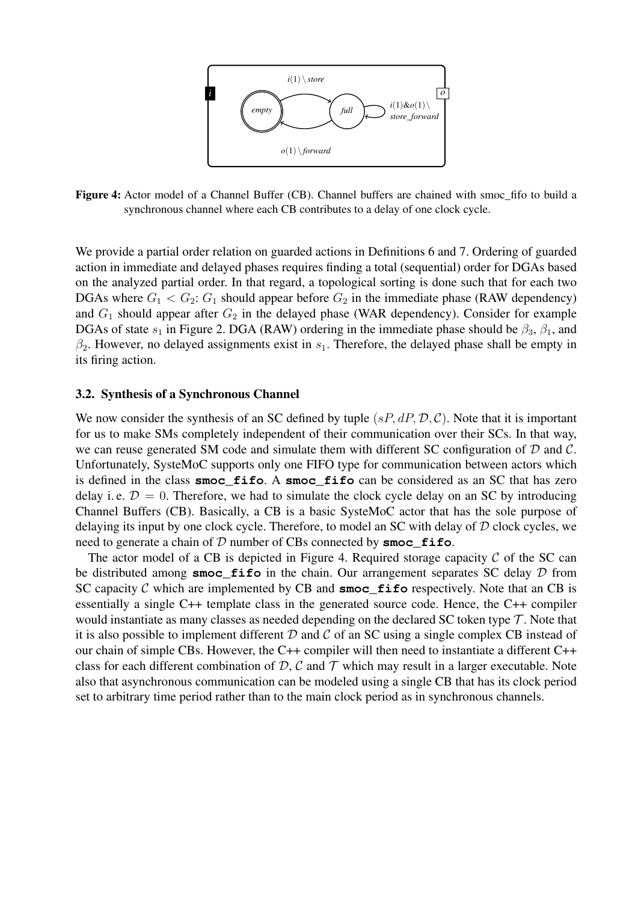**Figure 4:** Actor model of a Channel Buffer (CB). Channel buffers are chained with smoc_fifo to build a synchronous channel where each CB contributes to a delay of one clock cycle.

We provide a partial order relation on guarded actions in Definitions 6 and 7. Ordering of guarded action in immediate and delayed phases requires finding a total (sequential) order for DGAs based on the analyzed partial order. In that regard, a topological sorting is done such that for each two DGAs where $G_1 < G_2$: $G_1$ should appear before $G_2$ in the immediate phase (RAW dependency) and $G_1$ should appear after $G_2$ in the delayed phase (WAR dependency). Consider for example DGAs of state $s_1$ in Figure 2. DGA (RAW) ordering in the immediate phase should be $\beta_3$, $\beta_1$, and $\beta_2$. However, no delayed assignments exist in $s_1$. Therefore, the delayed phase shall be empty in its firing action.

### 3.2. Synthesis of a Synchronous Channel

We now consider the synthesis of an SC defined by tuple $(sP, dP, \mathcal{D}, \mathcal{C})$. Note that it is important for us to make SMs completely independent of their communication over their SCs. In that way, we can reuse generated SM code and simulate them with different SC configuration of $\mathcal{D}$ and $\mathcal{C}$. Unfortunately, SysteMoC supports only one FIFO type for communication between actors which is defined in the class **smoc_fifo**. A **smoc_fifo** can be considered as an SC that has zero delay i. e. $\mathcal{D} = 0$. Therefore, we had to simulate the clock cycle delay on an SC by introducing Channel Buffers (CB). Basically, a CB is a basic SysteMoC actor that has the sole purpose of delaying its input by one clock cycle. Therefore, to model an SC with delay of $\mathcal{D}$ clock cycles, we need to generate a chain of $\mathcal{D}$ number of CBs connected by **smoc_fifo**.

The actor model of a CB is depicted in Figure 4. Required storage capacity $\mathcal{C}$ of the SC can be distributed among **smoc_fifo** in the chain. Our arrangement separates SC delay $\mathcal{D}$ from SC capacity $\mathcal{C}$ which are implemented by CB and **smoc_fifo** respectively. Note that an CB is essentially a single C++ template class in the generated source code. Hence, the C++ compiler would instantiate as many classes as needed depending on the declared SC token type $\mathcal{T}$. Note that it is also possible to implement different $\mathcal{D}$ and $\mathcal{C}$ of an SC using a single complex CB instead of our chain of simple CBs. However, the C++ compiler will then need to instantiate a different C++ class for each different combination of $\mathcal{D}$, $\mathcal{C}$ and $\mathcal{T}$ which may result in a larger executable. Note also that asynchronous communication can be modeled using a single CB that has its clock period set to arbitrary time period rather than to the main clock period as in synchronous channels.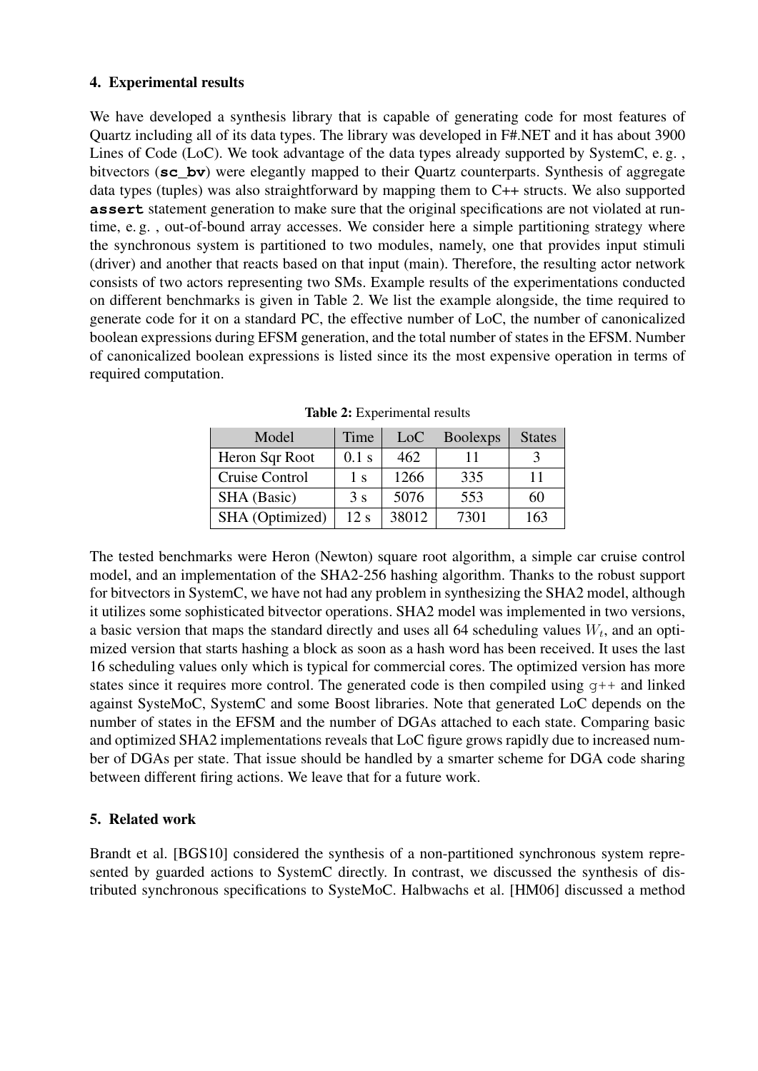### 4. Experimental results

We have developed a synthesis library that is capable of generating code for most features of Quartz including all of its data types. The library was developed in F#.NET and it has about 3900 Lines of Code (LoC). We took advantage of the data types already supported by SystemC, e. g. , bitvectors (**`sc_bv`**) were elegantly mapped to their Quartz counterparts. Synthesis of aggregate data types (tuples) was also straightforward by mapping them to C++ structs. We also supported **`assert`** statement generation to make sure that the original specifications are not violated at run-time, e. g. , out-of-bound array accesses. We consider here a simple partitioning strategy where the synchronous system is partitioned to two modules, namely, one that provides input stimuli (driver) and another that reacts based on that input (main). Therefore, the resulting actor network consists of two actors representing two SMs. Example results of the experimentations conducted on different benchmarks is given in Table 2. We list the example alongside, the time required to generate code for it on a standard PC, the effective number of LoC, the number of canonicalized boolean expressions during EFSM generation, and the total number of states in the EFSM. Number of canonicalized boolean expressions is listed since its the most expensive operation in terms of required computation.

**Table 2:** Experimental results

| Model | Time | LoC | Boolexps | States |
|---|---|---|---|---|
| Heron Sqr Root | 0.1 s | 462 | 11 | 3 |
| Cruise Control | 1 s | 1266 | 335 | 11 |
| SHA (Basic) | 3 s | 5076 | 553 | 60 |
| SHA (Optimized) | 12 s | 38012 | 7301 | 163 |

The tested benchmarks were Heron (Newton) square root algorithm, a simple car cruise control model, and an implementation of the SHA2-256 hashing algorithm. Thanks to the robust support for bitvectors in SystemC, we have not had any problem in synthesizing the SHA2 model, although it utilizes some sophisticated bitvector operations. SHA2 model was implemented in two versions, a basic version that maps the standard directly and uses all 64 scheduling values $W_t$, and an optimized version that starts hashing a block as soon as a hash word has been received. It uses the last 16 scheduling values only which is typical for commercial cores. The optimized version has more states since it requires more control. The generated code is then compiled using `g++` and linked against SysteMoC, SystemC and some Boost libraries. Note that generated LoC depends on the number of states in the EFSM and the number of DGAs attached to each state. Comparing basic and optimized SHA2 implementations reveals that LoC figure grows rapidly due to increased number of DGAs per state. That issue should be handled by a smarter scheme for DGA code sharing between different firing actions. We leave that for a future work.

### 5. Related work

Brandt et al. [BGS10] considered the synthesis of a non-partitioned synchronous system represented by guarded actions to SystemC directly. In contrast, we discussed the synthesis of distributed synchronous specifications to SysteMoC. Halbwachs et al. [HM06] discussed a method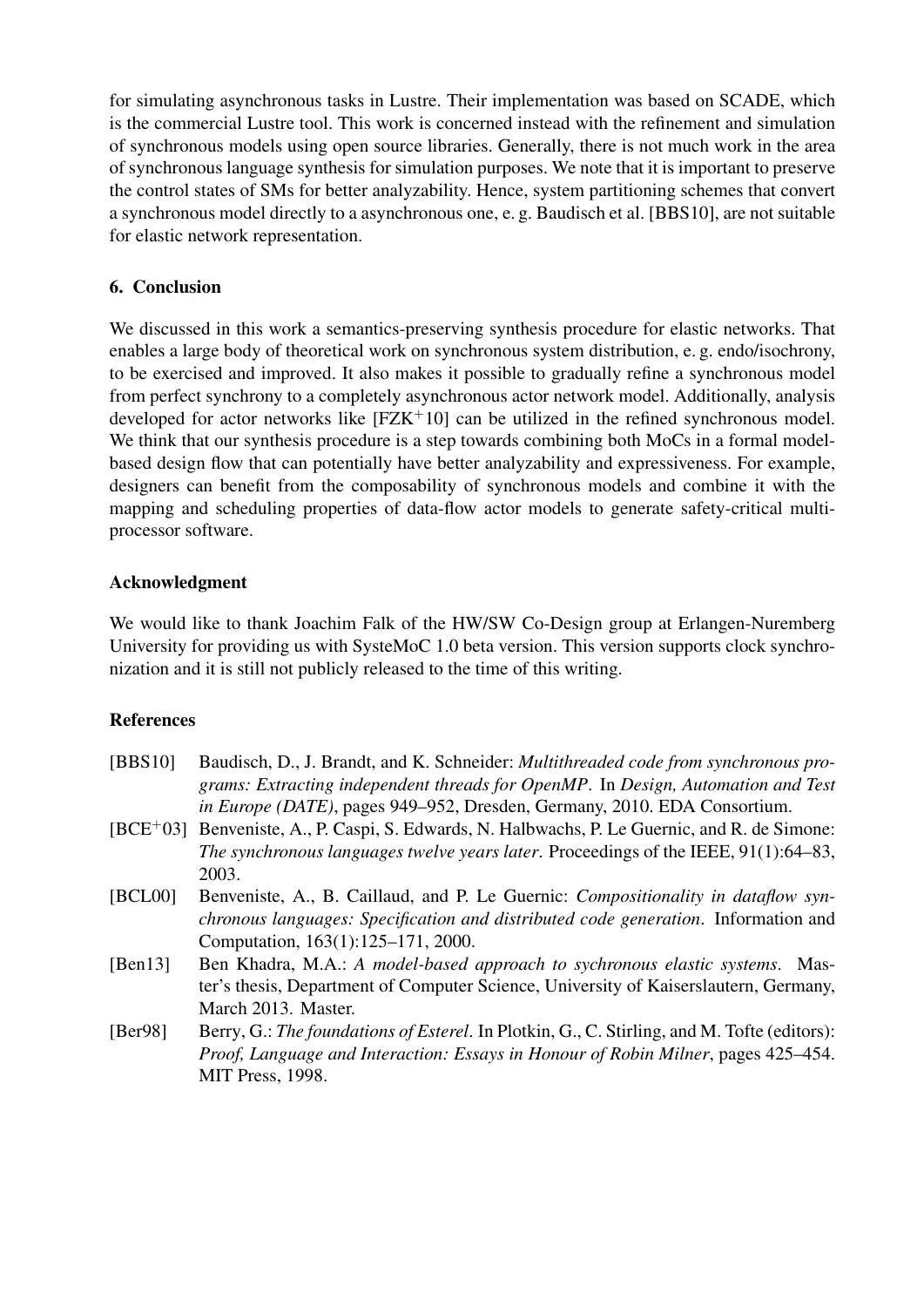for simulating asynchronous tasks in Lustre. Their implementation was based on SCADE, which is the commercial Lustre tool. This work is concerned instead with the refinement and simulation of synchronous models using open source libraries. Generally, there is not much work in the area of synchronous language synthesis for simulation purposes. We note that it is important to preserve the control states of SMs for better analyzability. Hence, system partitioning schemes that convert a synchronous model directly to a asynchronous one, e. g. Baudisch et al. [BBS10], are not suitable for elastic network representation.

## 6. Conclusion

We discussed in this work a semantics-preserving synthesis procedure for elastic networks. That enables a large body of theoretical work on synchronous system distribution, e. g. endo/isochrony, to be exercised and improved. It also makes it possible to gradually refine a synchronous model from perfect synchrony to a completely asynchronous actor network model. Additionally, analysis developed for actor networks like [FZK+10] can be utilized in the refined synchronous model. We think that our synthesis procedure is a step towards combining both MoCs in a formal model-based design flow that can potentially have better analyzability and expressiveness. For example, designers can benefit from the composability of synchronous models and combine it with the mapping and scheduling properties of data-flow actor models to generate safety-critical multi-processor software.

## Acknowledgment

We would like to thank Joachim Falk of the HW/SW Co-Design group at Erlangen-Nuremberg University for providing us with SysteMoC 1.0 beta version. This version supports clock synchronization and it is still not publicly released to the time of this writing.

## References

- [BBS10] Baudisch, D., J. Brandt, and K. Schneider: *Multithreaded code from synchronous programs: Extracting independent threads for OpenMP*. In *Design, Automation and Test in Europe (DATE)*, pages 949–952, Dresden, Germany, 2010. EDA Consortium.
- [BCE+03] Benveniste, A., P. Caspi, S. Edwards, N. Halbwachs, P. Le Guernic, and R. de Simone: *The synchronous languages twelve years later*. Proceedings of the IEEE, 91(1):64–83, 2003.
- [BCL00] Benveniste, A., B. Caillaud, and P. Le Guernic: *Compositionality in dataflow synchronous languages: Specification and distributed code generation*. Information and Computation, 163(1):125–171, 2000.
- [Ben13] Ben Khadra, M.A.: *A model-based approach to sychronous elastic systems*. Master's thesis, Department of Computer Science, University of Kaiserslautern, Germany, March 2013. Master.
- [Ber98] Berry, G.: *The foundations of Esterel*. In Plotkin, G., C. Stirling, and M. Tofte (editors): *Proof, Language and Interaction: Essays in Honour of Robin Milner*, pages 425–454. MIT Press, 1998.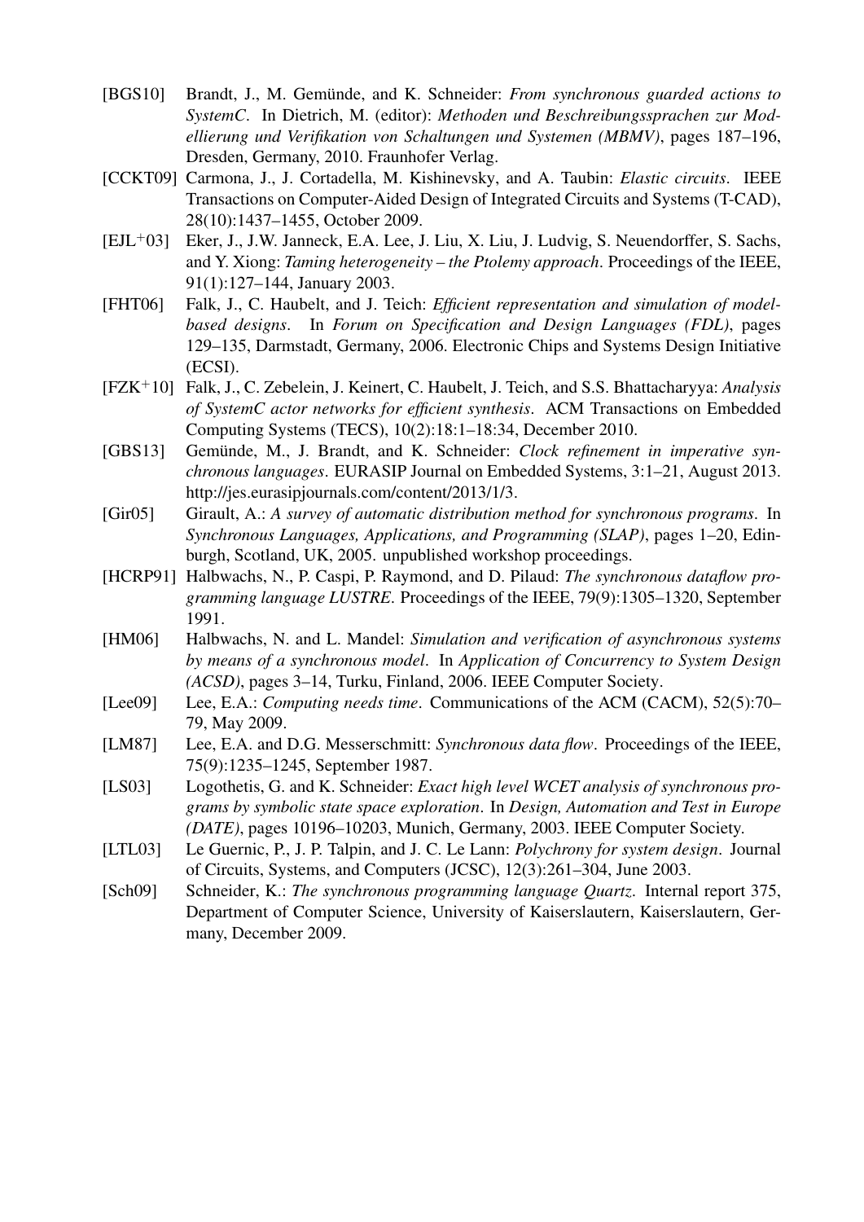[BGS10] Brandt, J., M. Gemünde, and K. Schneider: *From synchronous guarded actions to SystemC*. In Dietrich, M. (editor): *Methoden und Beschreibungssprachen zur Modellierung und Verifikation von Schaltungen und Systemen (MBMV)*, pages 187–196, Dresden, Germany, 2010. Fraunhofer Verlag.

[CCKT09] Carmona, J., J. Cortadella, M. Kishinevsky, and A. Taubin: *Elastic circuits*. IEEE Transactions on Computer-Aided Design of Integrated Circuits and Systems (T-CAD), 28(10):1437–1455, October 2009.

[EJL+03] Eker, J., J.W. Janneck, E.A. Lee, J. Liu, X. Liu, J. Ludvig, S. Neuendorffer, S. Sachs, and Y. Xiong: *Taming heterogeneity – the Ptolemy approach*. Proceedings of the IEEE, 91(1):127–144, January 2003.

[FHT06] Falk, J., C. Haubelt, and J. Teich: *Efficient representation and simulation of model-based designs*. In *Forum on Specification and Design Languages (FDL)*, pages 129–135, Darmstadt, Germany, 2006. Electronic Chips and Systems Design Initiative (ECSI).

[FZK+10] Falk, J., C. Zebelein, J. Keinert, C. Haubelt, J. Teich, and S.S. Bhattacharyya: *Analysis of SystemC actor networks for efficient synthesis*. ACM Transactions on Embedded Computing Systems (TECS), 10(2):18:1–18:34, December 2010.

[GBS13] Gemünde, M., J. Brandt, and K. Schneider: *Clock refinement in imperative synchronous languages*. EURASIP Journal on Embedded Systems, 3:1–21, August 2013. http://jes.eurasipjournals.com/content/2013/1/3.

[Gir05] Girault, A.: *A survey of automatic distribution method for synchronous programs*. In *Synchronous Languages, Applications, and Programming (SLAP)*, pages 1–20, Edinburgh, Scotland, UK, 2005. unpublished workshop proceedings.

[HCRP91] Halbwachs, N., P. Caspi, P. Raymond, and D. Pilaud: *The synchronous dataflow programming language LUSTRE*. Proceedings of the IEEE, 79(9):1305–1320, September 1991.

[HM06] Halbwachs, N. and L. Mandel: *Simulation and verification of asynchronous systems by means of a synchronous model*. In *Application of Concurrency to System Design (ACSD)*, pages 3–14, Turku, Finland, 2006. IEEE Computer Society.

[Lee09] Lee, E.A.: *Computing needs time*. Communications of the ACM (CACM), 52(5):70–79, May 2009.

[LM87] Lee, E.A. and D.G. Messerschmitt: *Synchronous data flow*. Proceedings of the IEEE, 75(9):1235–1245, September 1987.

[LS03] Logothetis, G. and K. Schneider: *Exact high level WCET analysis of synchronous programs by symbolic state space exploration*. In *Design, Automation and Test in Europe (DATE)*, pages 10196–10203, Munich, Germany, 2003. IEEE Computer Society.

[LTL03] Le Guernic, P., J. P. Talpin, and J. C. Le Lann: *Polychrony for system design*. Journal of Circuits, Systems, and Computers (JCSC), 12(3):261–304, June 2003.

[Sch09] Schneider, K.: *The synchronous programming language Quartz*. Internal report 375, Department of Computer Science, University of Kaiserslautern, Kaiserslautern, Germany, December 2009.